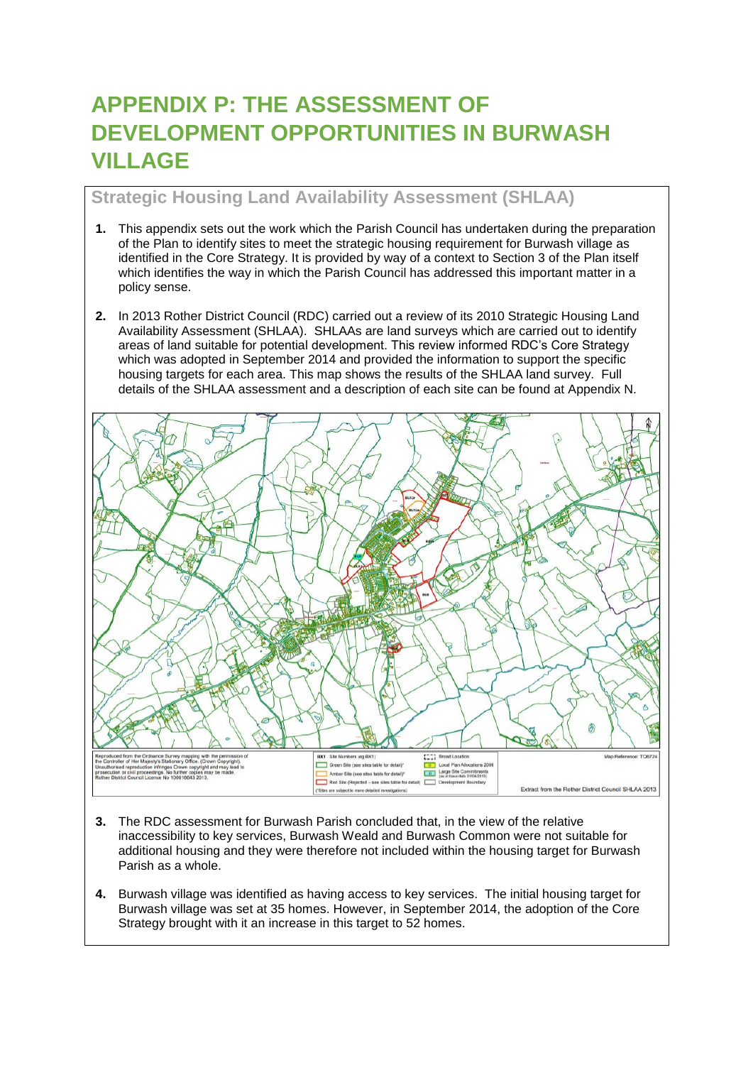# APPENDIX P: THE ASSESSMENT OF DEVELOPMENT OPPORTUNITIES IN BURWASH VILLAGE

## Strategic Housing Land Availability Assessment (SHLAA)

1. This appendix sets out the work which the Parish Council has undertaken during the preparation of the Plan to identify sites to meet the strategic housing requirement for Burwash village as identified in the Core Strategy. It is provided by way of a context to Section 3 of the Plan itself which identifies the way in which the Parish Council has addressed this important matter in a policy sense.

2. In 2013 Rother District Council (RDC) carried out a review of its 2010 Strategic Housing Land Availability Assessment (SHLAA). SHLAAs are land surveys which are carried out to identify areas of land suitable for potential development. This review informed RDC's Core Strategy which was adopted in September 2014 and provided the information to support the specific housing targets for each area. This map shows the results of the SHLAA land survey. Full details of the SHLAA assessment and a description of each site can be found at Appendix N.

Reproduced from the Ordnance Survey mapping with the permission of the Controller of Her Majesty's Stationary Office. (Crown Copyright). Unauthorised reproduction infringes Crown copyright and may lead to prosecution or civil proceedings. No further copies may be made. Rother District Council Licence No 100018643 2013.

BX1 Site Numbers (eg BX1)
Green Site (see sites table for detail)*
Amber Site (see sites table for detail)*
Red Site (Rejected – see sites table for detail)
(*Sites are subject to more detailed investigations)

Broad Location
Local Plan Allocations 2006
Large Site Commitments (as at base date 01/04/2013)
Development Boundary

Map Reference: TQ6724

Extract from the Rother District Council SHLAA 2013

3. The RDC assessment for Burwash Parish concluded that, in the view of the relative inaccessibility to key services, Burwash Weald and Burwash Common were not suitable for additional housing and they were therefore not included within the housing target for Burwash Parish as a whole.

4. Burwash village was identified as having access to key services. The initial housing target for Burwash village was set at 35 homes. However, in September 2014, the adoption of the Core Strategy brought with it an increase in this target to 52 homes.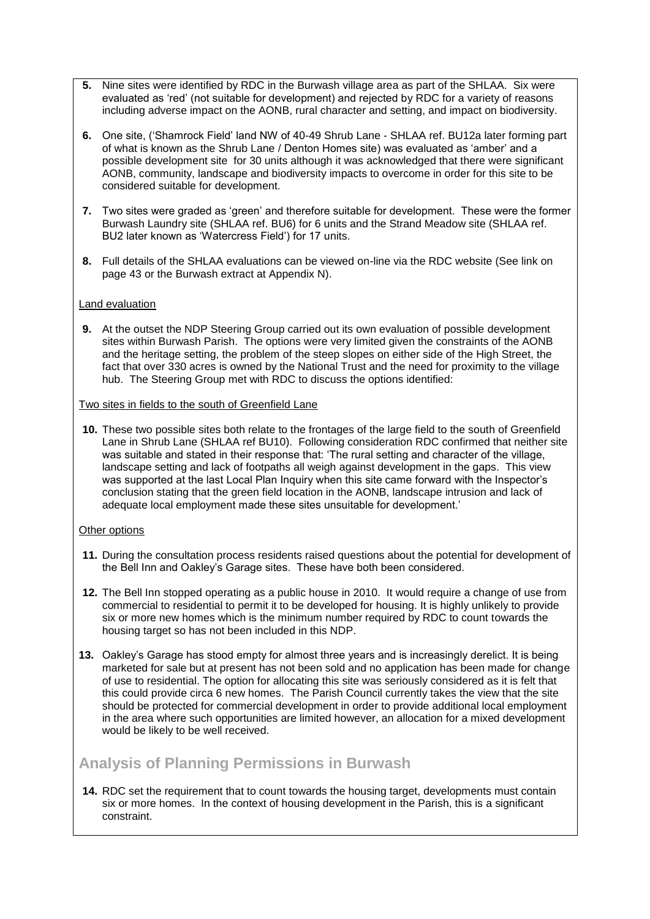5. Nine sites were identified by RDC in the Burwash village area as part of the SHLAA. Six were evaluated as 'red' (not suitable for development) and rejected by RDC for a variety of reasons including adverse impact on the AONB, rural character and setting, and impact on biodiversity.

6. One site, ('Shamrock Field' land NW of 40-49 Shrub Lane - SHLAA ref. BU12a later forming part of what is known as the Shrub Lane / Denton Homes site) was evaluated as 'amber' and a possible development site for 30 units although it was acknowledged that there were significant AONB, community, landscape and biodiversity impacts to overcome in order for this site to be considered suitable for development.

7. Two sites were graded as 'green' and therefore suitable for development. These were the former Burwash Laundry site (SHLAA ref. BU6) for 6 units and the Strand Meadow site (SHLAA ref. BU2 later known as 'Watercress Field') for 17 units.

8. Full details of the SHLAA evaluations can be viewed on-line via the RDC website (See link on page 43 or the Burwash extract at Appendix N).

Land evaluation

9. At the outset the NDP Steering Group carried out its own evaluation of possible development sites within Burwash Parish. The options were very limited given the constraints of the AONB and the heritage setting, the problem of the steep slopes on either side of the High Street, the fact that over 330 acres is owned by the National Trust and the need for proximity to the village hub. The Steering Group met with RDC to discuss the options identified:

Two sites in fields to the south of Greenfield Lane

10. These two possible sites both relate to the frontages of the large field to the south of Greenfield Lane in Shrub Lane (SHLAA ref BU10). Following consideration RDC confirmed that neither site was suitable and stated in their response that: 'The rural setting and character of the village, landscape setting and lack of footpaths all weigh against development in the gaps. This view was supported at the last Local Plan Inquiry when this site came forward with the Inspector's conclusion stating that the green field location in the AONB, landscape intrusion and lack of adequate local employment made these sites unsuitable for development.'

Other options

11. During the consultation process residents raised questions about the potential for development of the Bell Inn and Oakley's Garage sites. These have both been considered.

12. The Bell Inn stopped operating as a public house in 2010. It would require a change of use from commercial to residential to permit it to be developed for housing. It is highly unlikely to provide six or more new homes which is the minimum number required by RDC to count towards the housing target so has not been included in this NDP.

13. Oakley's Garage has stood empty for almost three years and is increasingly derelict. It is being marketed for sale but at present has not been sold and no application has been made for change of use to residential. The option for allocating this site was seriously considered as it is felt that this could provide circa 6 new homes. The Parish Council currently takes the view that the site should be protected for commercial development in order to provide additional local employment in the area where such opportunities are limited however, an allocation for a mixed development would be likely to be well received.

## Analysis of Planning Permissions in Burwash

14. RDC set the requirement that to count towards the housing target, developments must contain six or more homes. In the context of housing development in the Parish, this is a significant constraint.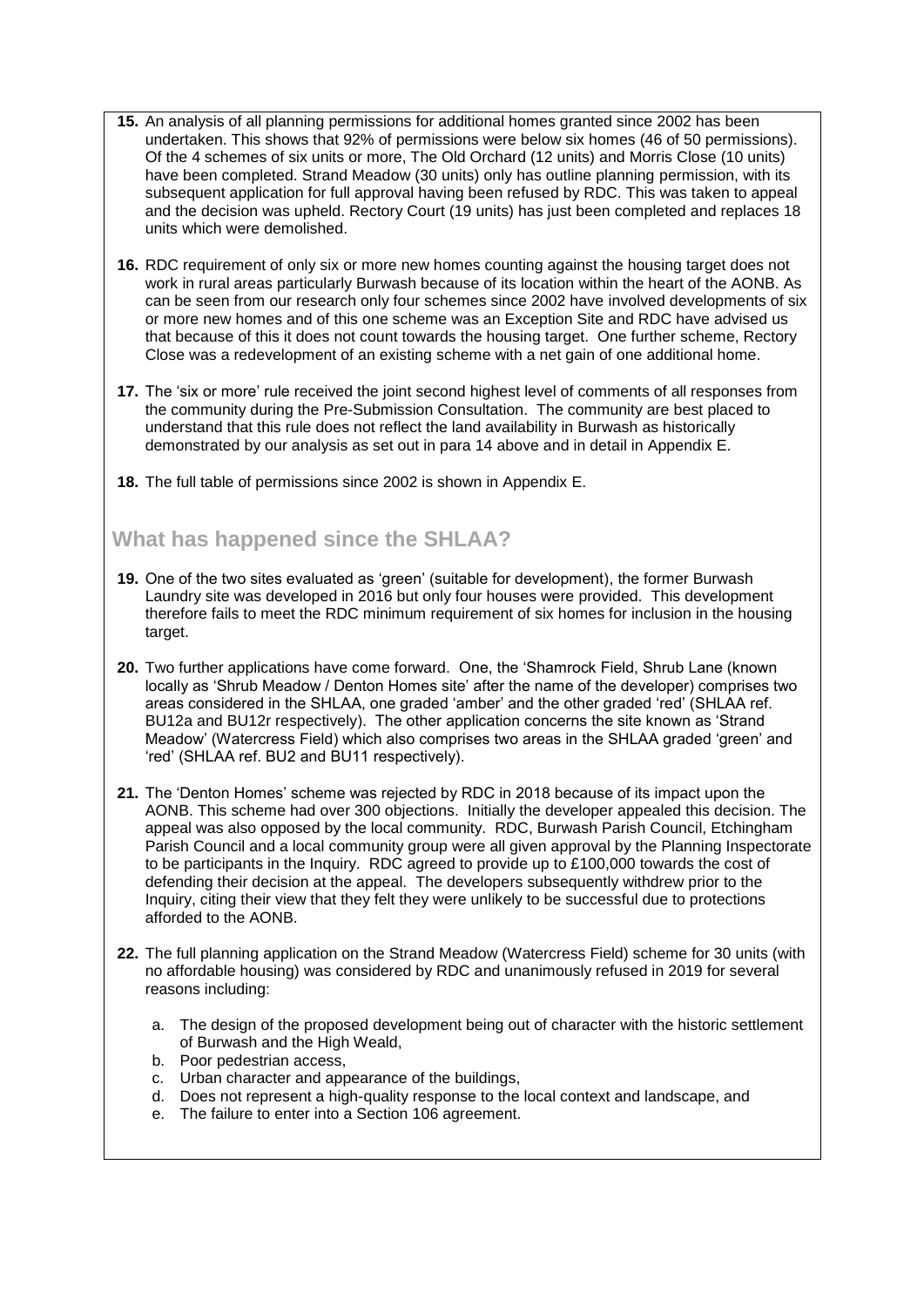15. An analysis of all planning permissions for additional homes granted since 2002 has been undertaken. This shows that 92% of permissions were below six homes (46 of 50 permissions). Of the 4 schemes of six units or more, The Old Orchard (12 units) and Morris Close (10 units) have been completed. Strand Meadow (30 units) only has outline planning permission, with its subsequent application for full approval having been refused by RDC. This was taken to appeal and the decision was upheld. Rectory Court (19 units) has just been completed and replaces 18 units which were demolished.

16. RDC requirement of only six or more new homes counting against the housing target does not work in rural areas particularly Burwash because of its location within the heart of the AONB. As can be seen from our research only four schemes since 2002 have involved developments of six or more new homes and of this one scheme was an Exception Site and RDC have advised us that because of this it does not count towards the housing target. One further scheme, Rectory Close was a redevelopment of an existing scheme with a net gain of one additional home.

17. The 'six or more' rule received the joint second highest level of comments of all responses from the community during the Pre-Submission Consultation. The community are best placed to understand that this rule does not reflect the land availability in Burwash as historically demonstrated by our analysis as set out in para 14 above and in detail in Appendix E.

18. The full table of permissions since 2002 is shown in Appendix E.

## What has happened since the SHLAA?

19. One of the two sites evaluated as 'green' (suitable for development), the former Burwash Laundry site was developed in 2016 but only four houses were provided. This development therefore fails to meet the RDC minimum requirement of six homes for inclusion in the housing target.

20. Two further applications have come forward. One, the 'Shamrock Field, Shrub Lane (known locally as 'Shrub Meadow / Denton Homes site' after the name of the developer) comprises two areas considered in the SHLAA, one graded 'amber' and the other graded 'red' (SHLAA ref. BU12a and BU12r respectively). The other application concerns the site known as 'Strand Meadow' (Watercress Field) which also comprises two areas in the SHLAA graded 'green' and 'red' (SHLAA ref. BU2 and BU11 respectively).

21. The 'Denton Homes' scheme was rejected by RDC in 2018 because of its impact upon the AONB. This scheme had over 300 objections. Initially the developer appealed this decision. The appeal was also opposed by the local community. RDC, Burwash Parish Council, Etchingham Parish Council and a local community group were all given approval by the Planning Inspectorate to be participants in the Inquiry. RDC agreed to provide up to £100,000 towards the cost of defending their decision at the appeal. The developers subsequently withdrew prior to the Inquiry, citing their view that they felt they were unlikely to be successful due to protections afforded to the AONB.

22. The full planning application on the Strand Meadow (Watercress Field) scheme for 30 units (with no affordable housing) was considered by RDC and unanimously refused in 2019 for several reasons including:

    a. The design of the proposed development being out of character with the historic settlement of Burwash and the High Weald,
    b. Poor pedestrian access,
    c. Urban character and appearance of the buildings,
    d. Does not represent a high-quality response to the local context and landscape, and
    e. The failure to enter into a Section 106 agreement.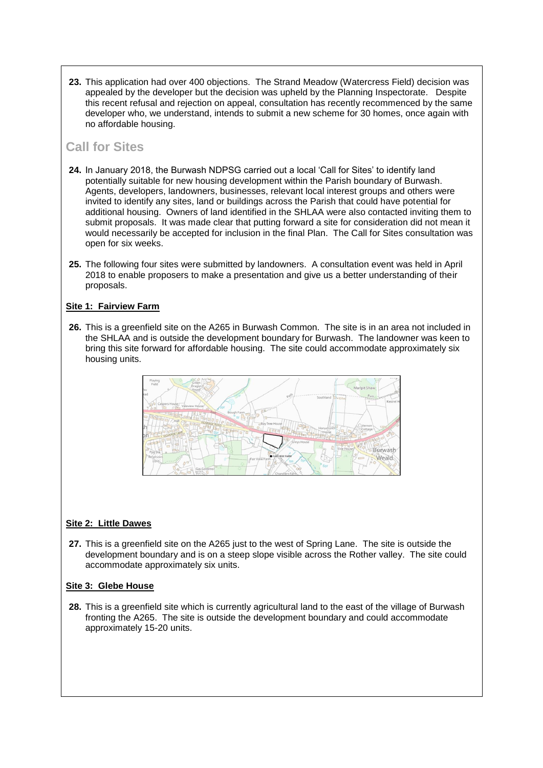**23.** This application had over 400 objections. The Strand Meadow (Watercress Field) decision was appealed by the developer but the decision was upheld by the Planning Inspectorate. Despite this recent refusal and rejection on appeal, consultation has recently recommenced by the same developer who, we understand, intends to submit a new scheme for 30 homes, once again with no affordable housing.

## Call for Sites

**24.** In January 2018, the Burwash NDPSG carried out a local 'Call for Sites' to identify land potentially suitable for new housing development within the Parish boundary of Burwash. Agents, developers, landowners, businesses, relevant local interest groups and others were invited to identify any sites, land or buildings across the Parish that could have potential for additional housing. Owners of land identified in the SHLAA were also contacted inviting them to submit proposals. It was made clear that putting forward a site for consideration did not mean it would necessarily be accepted for inclusion in the final Plan. The Call for Sites consultation was open for six weeks.

**25.** The following four sites were submitted by landowners. A consultation event was held in April 2018 to enable proposers to make a presentation and give us a better understanding of their proposals.

**Site 1: Fairview Farm**

**26.** This is a greenfield site on the A265 in Burwash Common. The site is in an area not included in the SHLAA and is outside the development boundary for Burwash. The landowner was keen to bring this site forward for affordable housing. The site could accommodate approximately six housing units.

**Site 2: Little Dawes**

**27.** This is a greenfield site on the A265 just to the west of Spring Lane. The site is outside the development boundary and is on a steep slope visible across the Rother valley. The site could accommodate approximately six units.

**Site 3: Glebe House**

**28.** This is a greenfield site which is currently agricultural land to the east of the village of Burwash fronting the A265. The site is outside the development boundary and could accommodate approximately 15-20 units.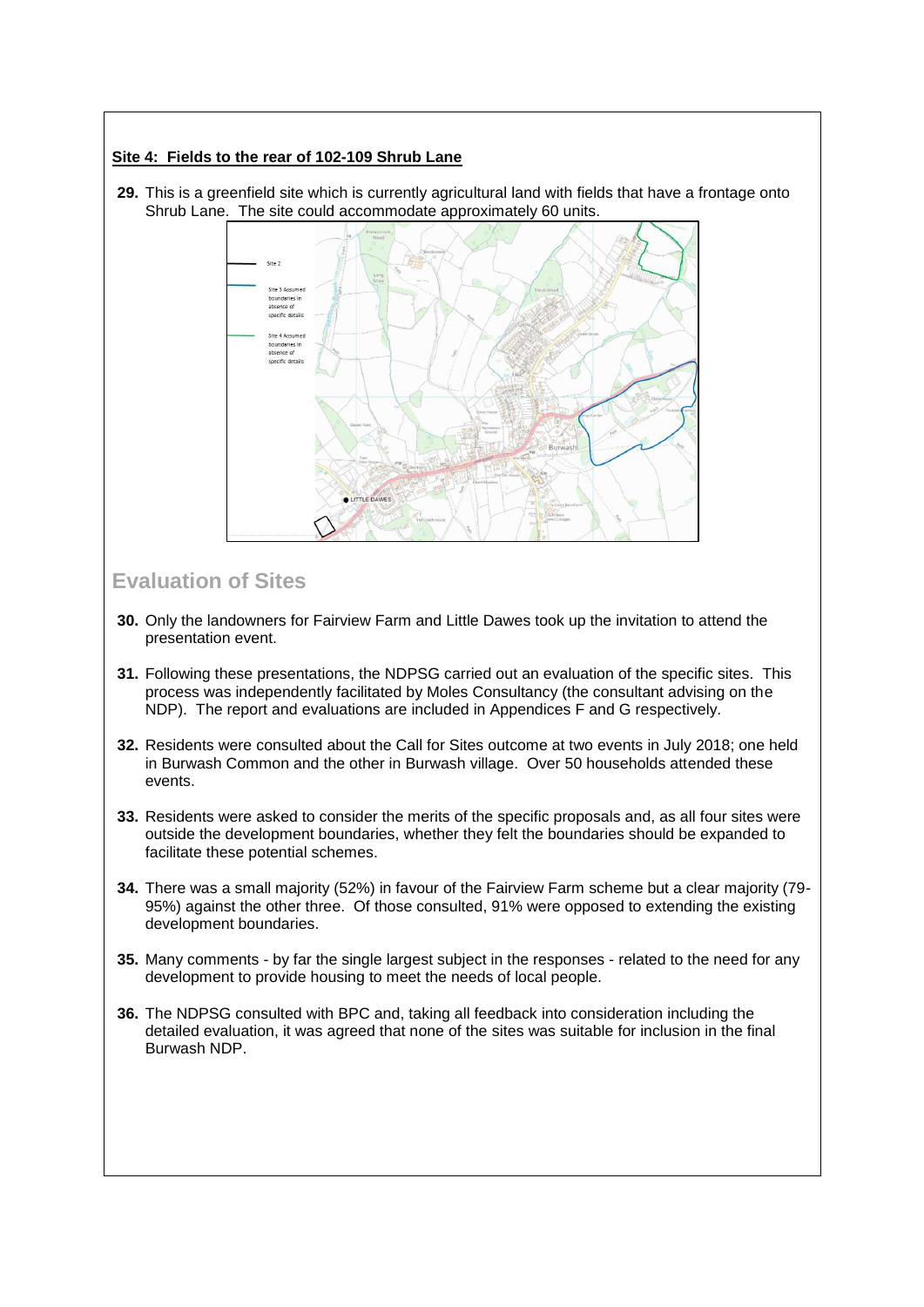**Site 4: Fields to the rear of 102-109 Shrub Lane**

**29.** This is a greenfield site which is currently agricultural land with fields that have a frontage onto Shrub Lane. The site could accommodate approximately 60 units.

## Evaluation of Sites

**30.** Only the landowners for Fairview Farm and Little Dawes took up the invitation to attend the presentation event.

**31.** Following these presentations, the NDPSG carried out an evaluation of the specific sites. This process was independently facilitated by Moles Consultancy (the consultant advising on the NDP). The report and evaluations are included in Appendices F and G respectively.

**32.** Residents were consulted about the Call for Sites outcome at two events in July 2018; one held in Burwash Common and the other in Burwash village. Over 50 households attended these events.

**33.** Residents were asked to consider the merits of the specific proposals and, as all four sites were outside the development boundaries, whether they felt the boundaries should be expanded to facilitate these potential schemes.

**34.** There was a small majority (52%) in favour of the Fairview Farm scheme but a clear majority (79-95%) against the other three. Of those consulted, 91% were opposed to extending the existing development boundaries.

**35.** Many comments - by far the single largest subject in the responses - related to the need for any development to provide housing to meet the needs of local people.

**36.** The NDPSG consulted with BPC and, taking all feedback into consideration including the detailed evaluation, it was agreed that none of the sites was suitable for inclusion in the final Burwash NDP.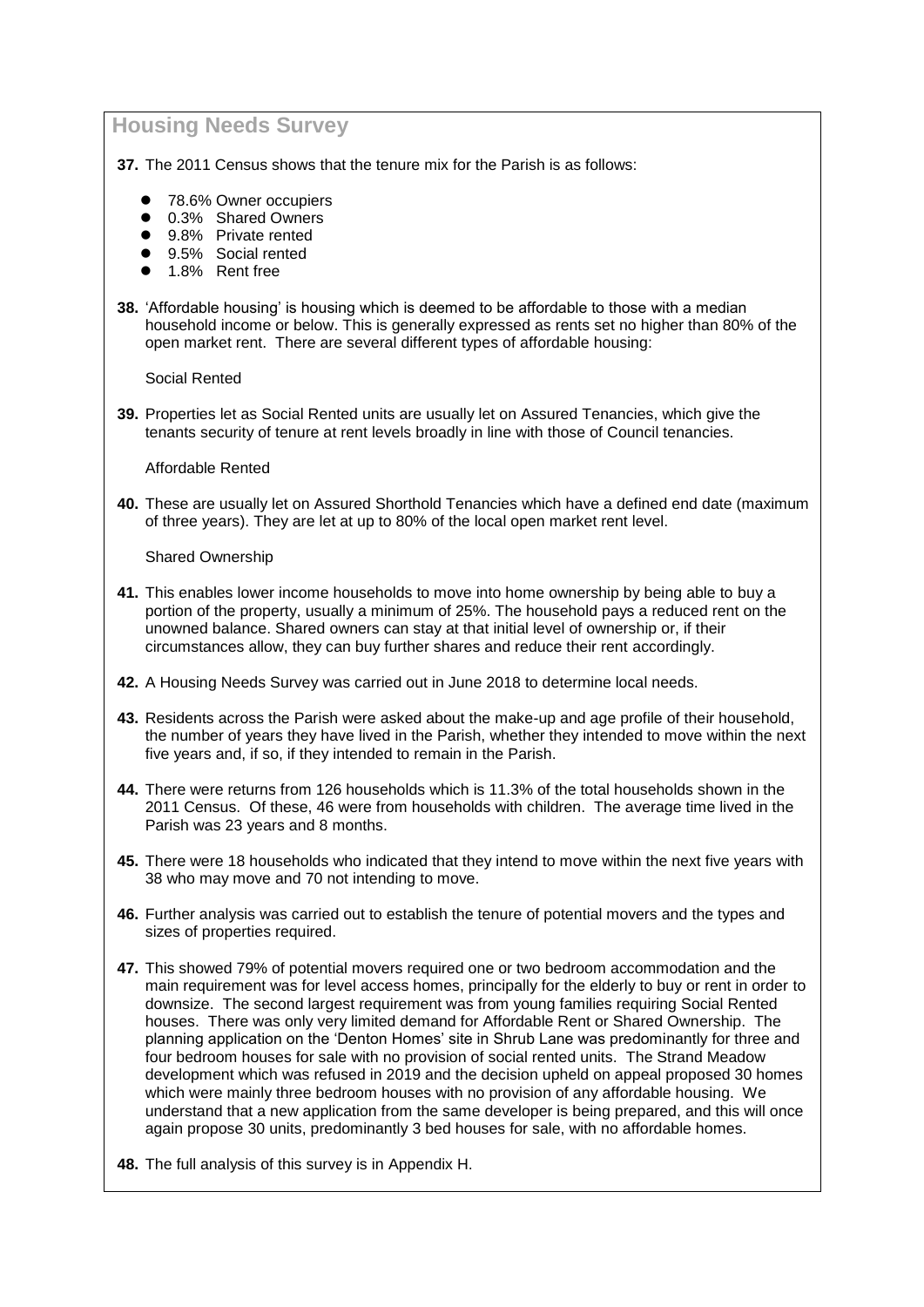## Housing Needs Survey

**37.** The 2011 Census shows that the tenure mix for the Parish is as follows:

- 78.6% Owner occupiers
- 0.3% Shared Owners
- 9.8% Private rented
- 9.5% Social rented
- 1.8% Rent free

**38.** 'Affordable housing' is housing which is deemed to be affordable to those with a median household income or below. This is generally expressed as rents set no higher than 80% of the open market rent. There are several different types of affordable housing:

Social Rented

**39.** Properties let as Social Rented units are usually let on Assured Tenancies, which give the tenants security of tenure at rent levels broadly in line with those of Council tenancies.

Affordable Rented

**40.** These are usually let on Assured Shorthold Tenancies which have a defined end date (maximum of three years). They are let at up to 80% of the local open market rent level.

Shared Ownership

**41.** This enables lower income households to move into home ownership by being able to buy a portion of the property, usually a minimum of 25%. The household pays a reduced rent on the unowned balance. Shared owners can stay at that initial level of ownership or, if their circumstances allow, they can buy further shares and reduce their rent accordingly.

**42.** A Housing Needs Survey was carried out in June 2018 to determine local needs.

**43.** Residents across the Parish were asked about the make-up and age profile of their household, the number of years they have lived in the Parish, whether they intended to move within the next five years and, if so, if they intended to remain in the Parish.

**44.** There were returns from 126 households which is 11.3% of the total households shown in the 2011 Census. Of these, 46 were from households with children. The average time lived in the Parish was 23 years and 8 months.

**45.** There were 18 households who indicated that they intend to move within the next five years with 38 who may move and 70 not intending to move.

**46.** Further analysis was carried out to establish the tenure of potential movers and the types and sizes of properties required.

**47.** This showed 79% of potential movers required one or two bedroom accommodation and the main requirement was for level access homes, principally for the elderly to buy or rent in order to downsize. The second largest requirement was from young families requiring Social Rented houses. There was only very limited demand for Affordable Rent or Shared Ownership. The planning application on the 'Denton Homes' site in Shrub Lane was predominantly for three and four bedroom houses for sale with no provision of social rented units. The Strand Meadow development which was refused in 2019 and the decision upheld on appeal proposed 30 homes which were mainly three bedroom houses with no provision of any affordable housing. We understand that a new application from the same developer is being prepared, and this will once again propose 30 units, predominantly 3 bed houses for sale, with no affordable homes.

**48.** The full analysis of this survey is in Appendix H.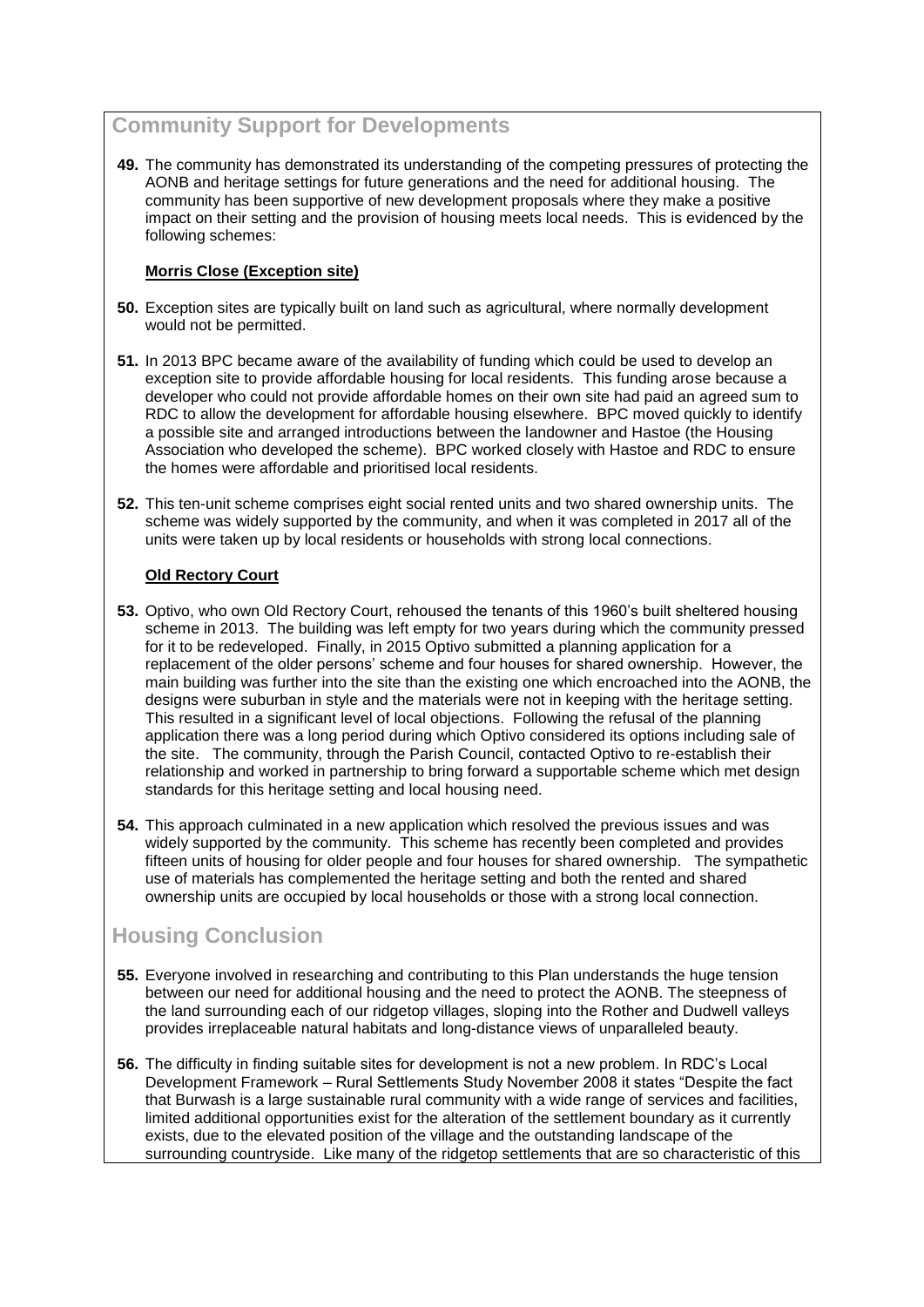## Community Support for Developments

**49.** The community has demonstrated its understanding of the competing pressures of protecting the AONB and heritage settings for future generations and the need for additional housing. The community has been supportive of new development proposals where they make a positive impact on their setting and the provision of housing meets local needs. This is evidenced by the following schemes:

**Morris Close (Exception site)**

**50.** Exception sites are typically built on land such as agricultural, where normally development would not be permitted.

**51.** In 2013 BPC became aware of the availability of funding which could be used to develop an exception site to provide affordable housing for local residents. This funding arose because a developer who could not provide affordable homes on their own site had paid an agreed sum to RDC to allow the development for affordable housing elsewhere. BPC moved quickly to identify a possible site and arranged introductions between the landowner and Hastoe (the Housing Association who developed the scheme). BPC worked closely with Hastoe and RDC to ensure the homes were affordable and prioritised local residents.

**52.** This ten-unit scheme comprises eight social rented units and two shared ownership units. The scheme was widely supported by the community, and when it was completed in 2017 all of the units were taken up by local residents or households with strong local connections.

**Old Rectory Court**

**53.** Optivo, who own Old Rectory Court, rehoused the tenants of this 1960's built sheltered housing scheme in 2013. The building was left empty for two years during which the community pressed for it to be redeveloped. Finally, in 2015 Optivo submitted a planning application for a replacement of the older persons' scheme and four houses for shared ownership. However, the main building was further into the site than the existing one which encroached into the AONB, the designs were suburban in style and the materials were not in keeping with the heritage setting. This resulted in a significant level of local objections. Following the refusal of the planning application there was a long period during which Optivo considered its options including sale of the site. The community, through the Parish Council, contacted Optivo to re-establish their relationship and worked in partnership to bring forward a supportable scheme which met design standards for this heritage setting and local housing need.

**54.** This approach culminated in a new application which resolved the previous issues and was widely supported by the community. This scheme has recently been completed and provides fifteen units of housing for older people and four houses for shared ownership. The sympathetic use of materials has complemented the heritage setting and both the rented and shared ownership units are occupied by local households or those with a strong local connection.

## Housing Conclusion

**55.** Everyone involved in researching and contributing to this Plan understands the huge tension between our need for additional housing and the need to protect the AONB. The steepness of the land surrounding each of our ridgetop villages, sloping into the Rother and Dudwell valleys provides irreplaceable natural habitats and long-distance views of unparalleled beauty.

**56.** The difficulty in finding suitable sites for development is not a new problem. In RDC's Local Development Framework – Rural Settlements Study November 2008 it states "Despite the fact that Burwash is a large sustainable rural community with a wide range of services and facilities, limited additional opportunities exist for the alteration of the settlement boundary as it currently exists, due to the elevated position of the village and the outstanding landscape of the surrounding countryside. Like many of the ridgetop settlements that are so characteristic of this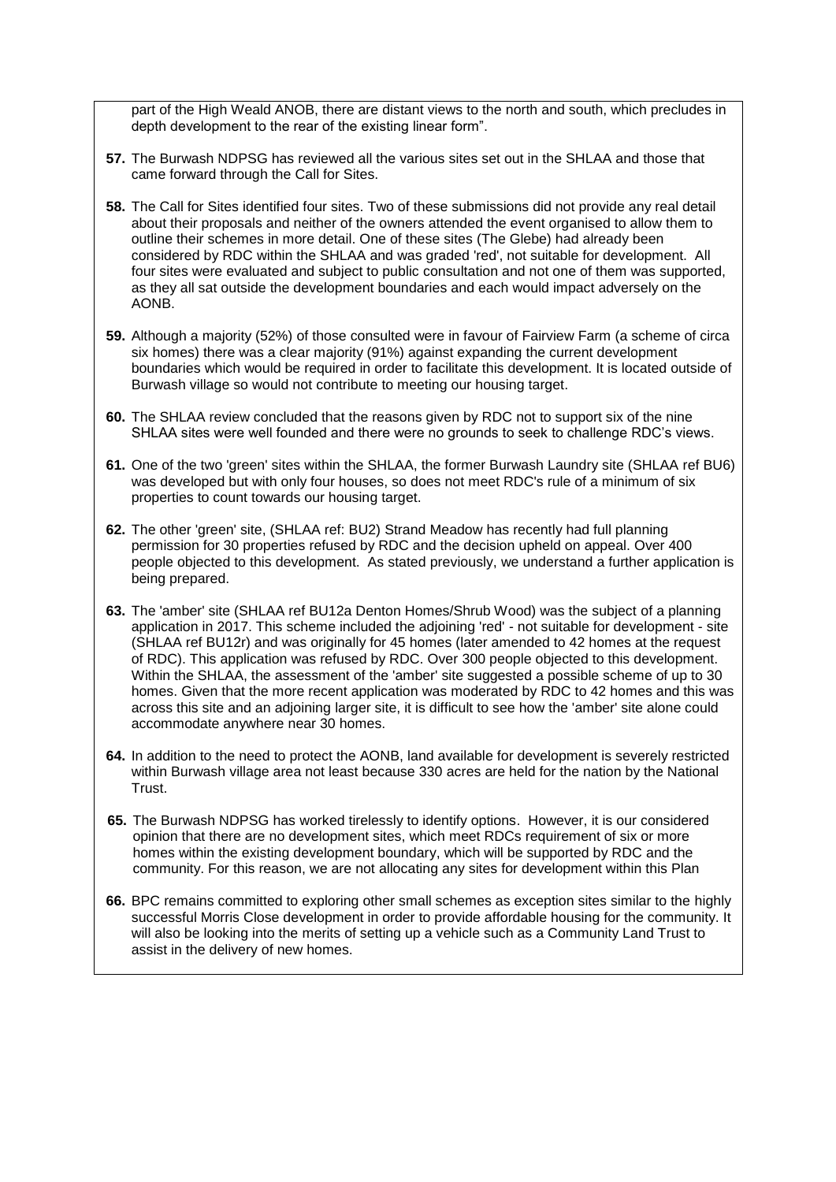part of the High Weald ANOB, there are distant views to the north and south, which precludes in depth development to the rear of the existing linear form".

**57.** The Burwash NDPSG has reviewed all the various sites set out in the SHLAA and those that came forward through the Call for Sites.

**58.** The Call for Sites identified four sites. Two of these submissions did not provide any real detail about their proposals and neither of the owners attended the event organised to allow them to outline their schemes in more detail. One of these sites (The Glebe) had already been considered by RDC within the SHLAA and was graded 'red', not suitable for development. All four sites were evaluated and subject to public consultation and not one of them was supported, as they all sat outside the development boundaries and each would impact adversely on the AONB.

**59.** Although a majority (52%) of those consulted were in favour of Fairview Farm (a scheme of circa six homes) there was a clear majority (91%) against expanding the current development boundaries which would be required in order to facilitate this development. It is located outside of Burwash village so would not contribute to meeting our housing target.

**60.** The SHLAA review concluded that the reasons given by RDC not to support six of the nine SHLAA sites were well founded and there were no grounds to seek to challenge RDC's views.

**61.** One of the two 'green' sites within the SHLAA, the former Burwash Laundry site (SHLAA ref BU6) was developed but with only four houses, so does not meet RDC's rule of a minimum of six properties to count towards our housing target.

**62.** The other 'green' site, (SHLAA ref: BU2) Strand Meadow has recently had full planning permission for 30 properties refused by RDC and the decision upheld on appeal. Over 400 people objected to this development. As stated previously, we understand a further application is being prepared.

**63.** The 'amber' site (SHLAA ref BU12a Denton Homes/Shrub Wood) was the subject of a planning application in 2017. This scheme included the adjoining 'red' - not suitable for development - site (SHLAA ref BU12r) and was originally for 45 homes (later amended to 42 homes at the request of RDC). This application was refused by RDC. Over 300 people objected to this development. Within the SHLAA, the assessment of the 'amber' site suggested a possible scheme of up to 30 homes. Given that the more recent application was moderated by RDC to 42 homes and this was across this site and an adjoining larger site, it is difficult to see how the 'amber' site alone could accommodate anywhere near 30 homes.

**64.** In addition to the need to protect the AONB, land available for development is severely restricted within Burwash village area not least because 330 acres are held for the nation by the National Trust.

**65.** The Burwash NDPSG has worked tirelessly to identify options. However, it is our considered opinion that there are no development sites, which meet RDCs requirement of six or more homes within the existing development boundary, which will be supported by RDC and the community. For this reason, we are not allocating any sites for development within this Plan

**66.** BPC remains committed to exploring other small schemes as exception sites similar to the highly successful Morris Close development in order to provide affordable housing for the community. It will also be looking into the merits of setting up a vehicle such as a Community Land Trust to assist in the delivery of new homes.